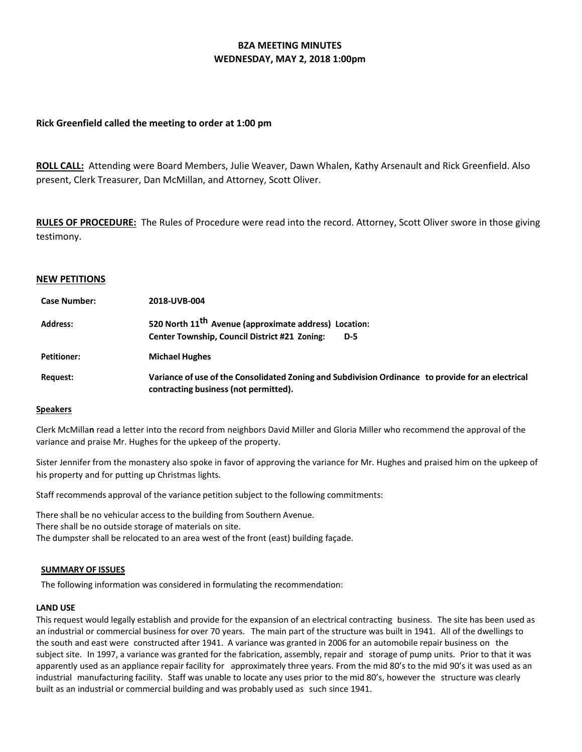# BZA MEETING MINUTES
## WEDNESDAY, MAY 2, 2018 1:00pm

**Rick Greenfield called the meeting to order at 1:00 pm**

**ROLL CALL:** Attending were Board Members, Julie Weaver, Dawn Whalen, Kathy Arsenault and Rick Greenfield. Also present, Clerk Treasurer, Dan McMillan, and Attorney, Scott Oliver.

**RULES OF PROCEDURE:** The Rules of Procedure were read into the record. Attorney, Scott Oliver swore in those giving testimony.

## NEW PETITIONS

| | |
|---|---|
| **Case Number:** | **2018-UVB-004** |
| **Address:** | **520 North 11th Avenue (approximate address) Location: Center Township, Council District #21 Zoning: D-5** |
| **Petitioner:** | **Michael Hughes** |
| **Request:** | **Variance of use of the Consolidated Zoning and Subdivision Ordinance to provide for an electrical contracting business (not permitted).** |

**Speakers**

Clerk McMillan read a letter into the record from neighbors David Miller and Gloria Miller who recommend the approval of the variance and praise Mr. Hughes for the upkeep of the property.

Sister Jennifer from the monastery also spoke in favor of approving the variance for Mr. Hughes and praised him on the upkeep of his property and for putting up Christmas lights.

Staff recommends approval of the variance petition subject to the following commitments:

There shall be no vehicular access to the building from Southern Avenue.
There shall be no outside storage of materials on site.
The dumpster shall be relocated to an area west of the front (east) building façade.

**SUMMARY OF ISSUES**

The following information was considered in formulating the recommendation:

**LAND USE**

This request would legally establish and provide for the expansion of an electrical contracting business. The site has been used as an industrial or commercial business for over 70 years. The main part of the structure was built in 1941. All of the dwellings to the south and east were constructed after 1941. A variance was granted in 2006 for an automobile repair business on the subject site. In 1997, a variance was granted for the fabrication, assembly, repair and storage of pump units. Prior to that it was apparently used as an appliance repair facility for approximately three years. From the mid 80's to the mid 90's it was used as an industrial manufacturing facility. Staff was unable to locate any uses prior to the mid 80's, however the structure was clearly built as an industrial or commercial building and was probably used as such since 1941.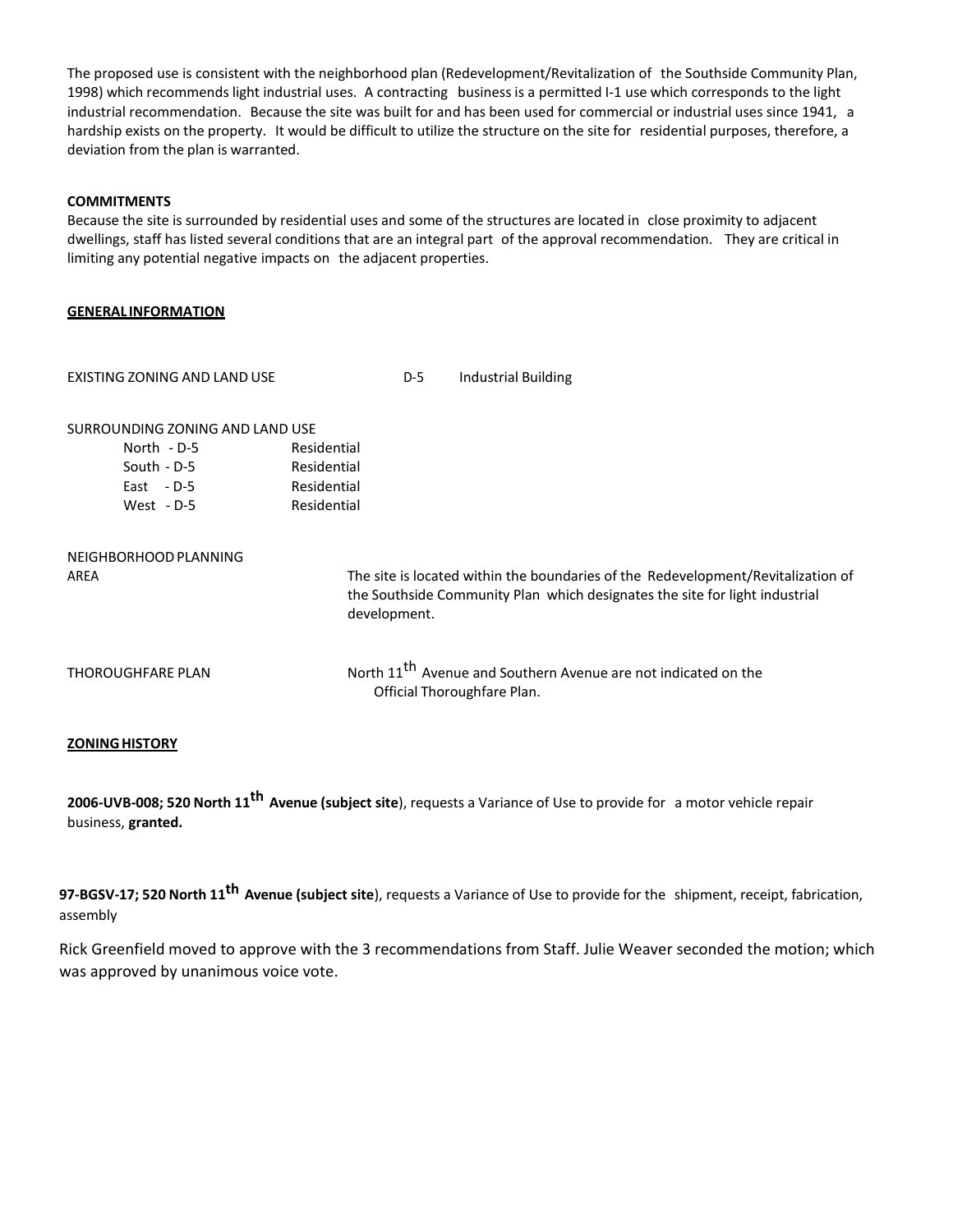The proposed use is consistent with the neighborhood plan (Redevelopment/Revitalization of the Southside Community Plan, 1998) which recommends light industrial uses. A contracting business is a permitted I-1 use which corresponds to the light industrial recommendation. Because the site was built for and has been used for commercial or industrial uses since 1941, a hardship exists on the property. It would be difficult to utilize the structure on the site for residential purposes, therefore, a deviation from the plan is warranted.

**COMMITMENTS**

Because the site is surrounded by residential uses and some of the structures are located in close proximity to adjacent dwellings, staff has listed several conditions that are an integral part of the approval recommendation. They are critical in limiting any potential negative impacts on the adjacent properties.

**GENERAL INFORMATION**

EXISTING ZONING AND LAND USE D-5 Industrial Building

SURROUNDING ZONING AND LAND USE

| | |
|---|---|
| North - D-5 | Residential |
| South - D-5 | Residential |
| East - D-5 | Residential |
| West - D-5 | Residential |

NEIGHBORHOOD PLANNING AREA

The site is located within the boundaries of the Redevelopment/Revitalization of the Southside Community Plan which designates the site for light industrial development.

THOROUGHFARE PLAN

North 11th Avenue and Southern Avenue are not indicated on the Official Thoroughfare Plan.

**ZONING HISTORY**

**2006-UVB-008; 520 North 11th Avenue (subject site**), requests a Variance of Use to provide for a motor vehicle repair business, **granted.**

**97-BGSV-17; 520 North 11th Avenue (subject site**), requests a Variance of Use to provide for the shipment, receipt, fabrication, assembly

Rick Greenfield moved to approve with the 3 recommendations from Staff. Julie Weaver seconded the motion; which was approved by unanimous voice vote.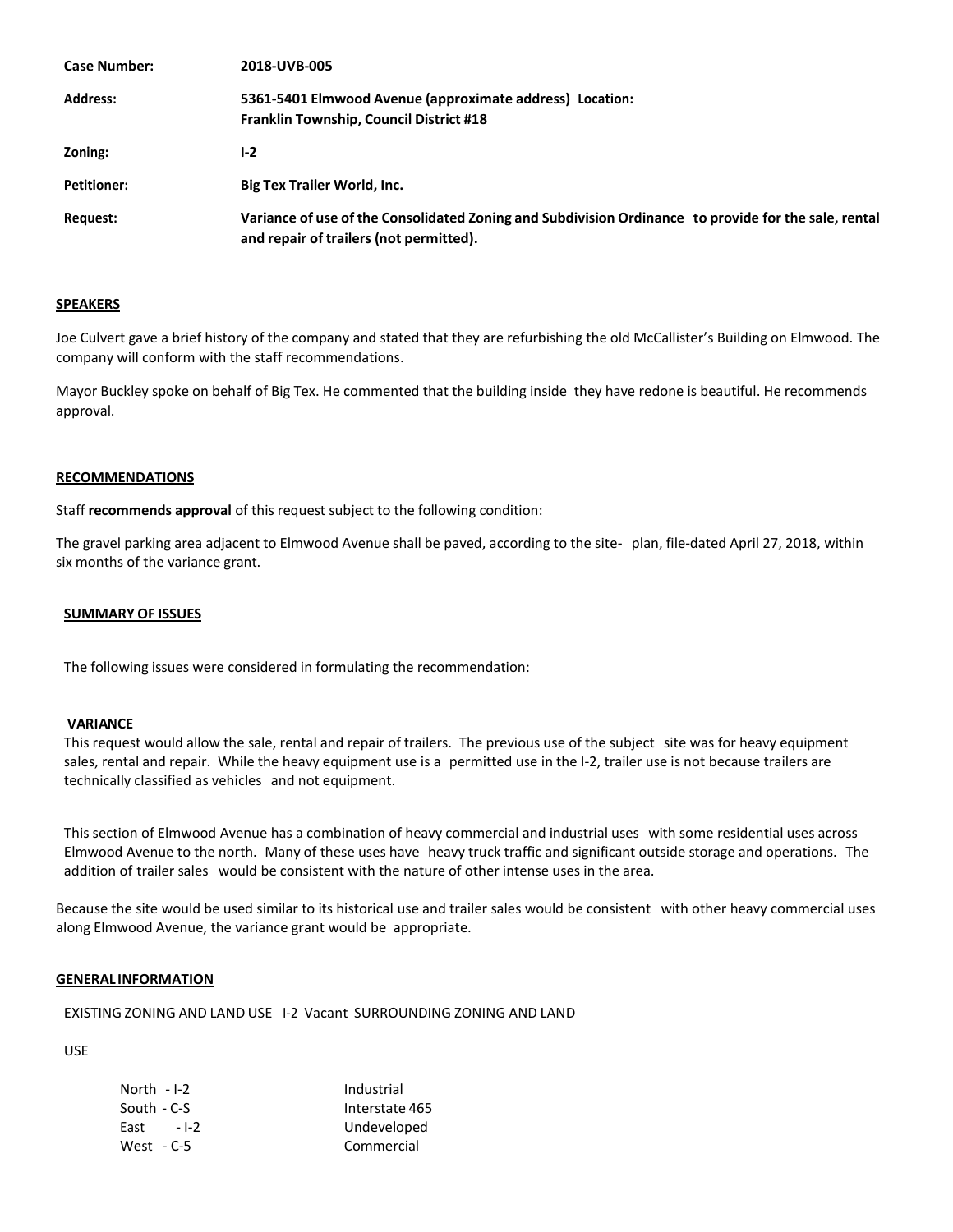| | |
|---|---|
| **Case Number:** | **2018-UVB-005** |
| **Address:** | **5361-5401 Elmwood Avenue (approximate address) Location: Franklin Township, Council District #18** |
| **Zoning:** | **I-2** |
| **Petitioner:** | **Big Tex Trailer World, Inc.** |
| **Request:** | **Variance of use of the Consolidated Zoning and Subdivision Ordinance to provide for the sale, rental and repair of trailers (not permitted).** |

## SPEAKERS

Joe Culvert gave a brief history of the company and stated that they are refurbishing the old McCallister's Building on Elmwood. The company will conform with the staff recommendations.

Mayor Buckley spoke on behalf of Big Tex. He commented that the building inside they have redone is beautiful. He recommends approval.

## RECOMMENDATIONS

Staff **recommends approval** of this request subject to the following condition:

The gravel parking area adjacent to Elmwood Avenue shall be paved, according to the site- plan, file-dated April 27, 2018, within six months of the variance grant.

## SUMMARY OF ISSUES

The following issues were considered in formulating the recommendation:

### VARIANCE

This request would allow the sale, rental and repair of trailers. The previous use of the subject site was for heavy equipment sales, rental and repair. While the heavy equipment use is a permitted use in the I-2, trailer use is not because trailers are technically classified as vehicles and not equipment.

This section of Elmwood Avenue has a combination of heavy commercial and industrial uses with some residential uses across Elmwood Avenue to the north. Many of these uses have heavy truck traffic and significant outside storage and operations. The addition of trailer sales would be consistent with the nature of other intense uses in the area.

Because the site would be used similar to its historical use and trailer sales would be consistent with other heavy commercial uses along Elmwood Avenue, the variance grant would be appropriate.

## GENERAL INFORMATION

EXISTING ZONING AND LAND USE I-2 Vacant SURROUNDING ZONING AND LAND

USE

| | |
|---|---|
| North - I-2 | Industrial |
| South - C-S | Interstate 465 |
| East - I-2 | Undeveloped |
| West - C-5 | Commercial |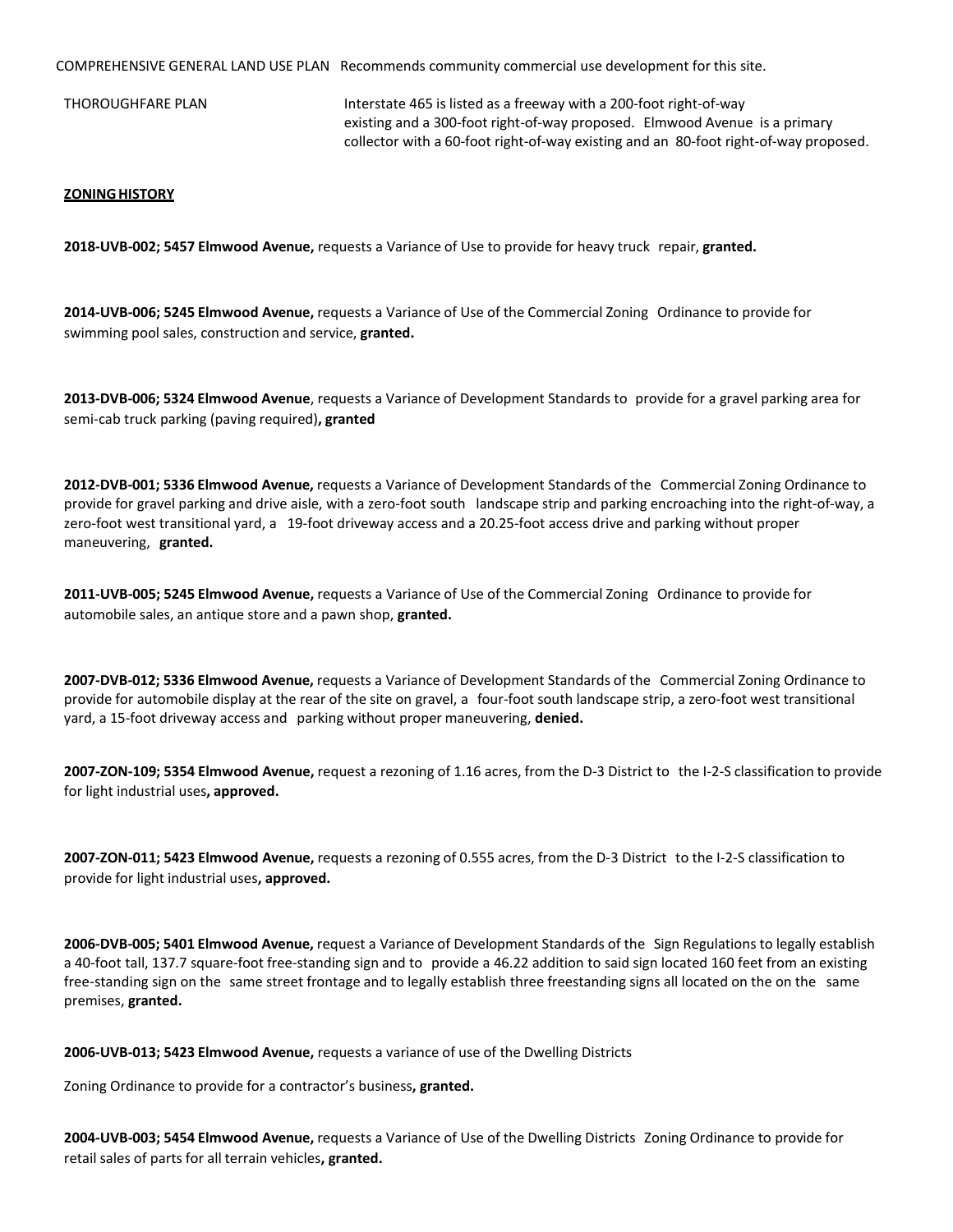COMPREHENSIVE GENERAL LAND USE PLAN Recommends community commercial use development for this site.

THOROUGHFARE PLAN Interstate 465 is listed as a freeway with a 200-foot right-of-way existing and a 300-foot right-of-way proposed. Elmwood Avenue is a primary collector with a 60-foot right-of-way existing and an 80-foot right-of-way proposed.

**ZONING HISTORY**

**2018-UVB-002; 5457 Elmwood Avenue,** requests a Variance of Use to provide for heavy truck repair, **granted.**

**2014-UVB-006; 5245 Elmwood Avenue,** requests a Variance of Use of the Commercial Zoning Ordinance to provide for swimming pool sales, construction and service, **granted.**

**2013-DVB-006; 5324 Elmwood Avenue**, requests a Variance of Development Standards to provide for a gravel parking area for semi-cab truck parking (paving required)**, granted**

**2012-DVB-001; 5336 Elmwood Avenue,** requests a Variance of Development Standards of the Commercial Zoning Ordinance to provide for gravel parking and drive aisle, with a zero-foot south landscape strip and parking encroaching into the right-of-way, a zero-foot west transitional yard, a 19-foot driveway access and a 20.25-foot access drive and parking without proper maneuvering, **granted.**

**2011-UVB-005; 5245 Elmwood Avenue,** requests a Variance of Use of the Commercial Zoning Ordinance to provide for automobile sales, an antique store and a pawn shop, **granted.**

**2007-DVB-012; 5336 Elmwood Avenue,** requests a Variance of Development Standards of the Commercial Zoning Ordinance to provide for automobile display at the rear of the site on gravel, a four-foot south landscape strip, a zero-foot west transitional yard, a 15-foot driveway access and parking without proper maneuvering, **denied.**

**2007-ZON-109; 5354 Elmwood Avenue,** request a rezoning of 1.16 acres, from the D-3 District to the I-2-S classification to provide for light industrial uses**, approved.**

**2007-ZON-011; 5423 Elmwood Avenue,** requests a rezoning of 0.555 acres, from the D-3 District to the I-2-S classification to provide for light industrial uses**, approved.**

**2006-DVB-005; 5401 Elmwood Avenue,** request a Variance of Development Standards of the Sign Regulations to legally establish a 40-foot tall, 137.7 square-foot free-standing sign and to provide a 46.22 addition to said sign located 160 feet from an existing free-standing sign on the same street frontage and to legally establish three freestanding signs all located on the on the same premises, **granted.**

**2006-UVB-013; 5423 Elmwood Avenue,** requests a variance of use of the Dwelling Districts

Zoning Ordinance to provide for a contractor's business**, granted.**

**2004-UVB-003; 5454 Elmwood Avenue,** requests a Variance of Use of the Dwelling Districts Zoning Ordinance to provide for retail sales of parts for all terrain vehicles**, granted.**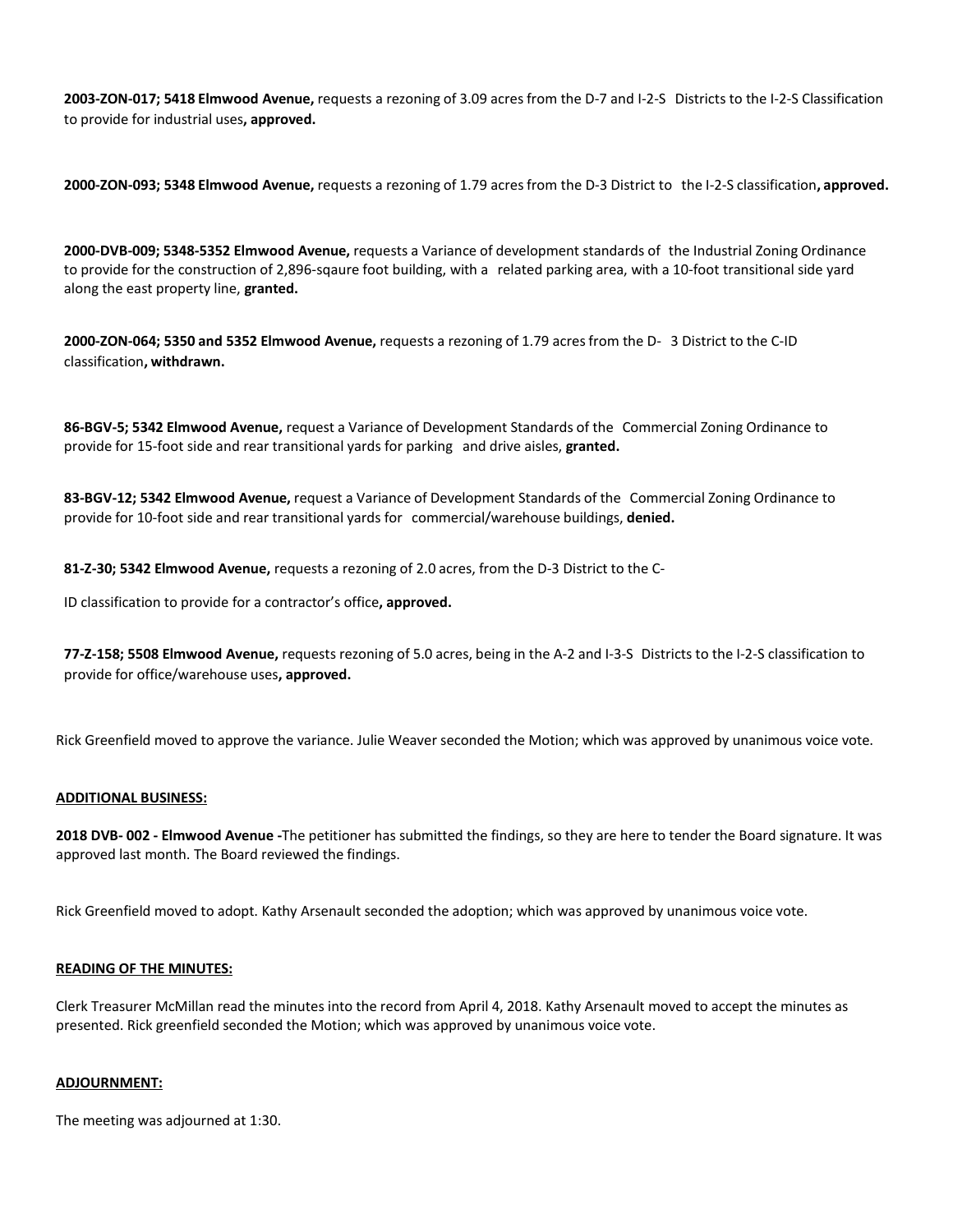**2003-ZON-017; 5418 Elmwood Avenue,** requests a rezoning of 3.09 acres from the D-7 and I-2-S Districts to the I-2-S Classification to provide for industrial uses**, approved.**

**2000-ZON-093; 5348 Elmwood Avenue,** requests a rezoning of 1.79 acres from the D-3 District to the I-2-S classification**, approved.**

**2000-DVB-009; 5348-5352 Elmwood Avenue,** requests a Variance of development standards of the Industrial Zoning Ordinance to provide for the construction of 2,896-sqaure foot building, with a related parking area, with a 10-foot transitional side yard along the east property line, **granted.**

**2000-ZON-064; 5350 and 5352 Elmwood Avenue,** requests a rezoning of 1.79 acres from the D- 3 District to the C-ID classification**, withdrawn.**

**86-BGV-5; 5342 Elmwood Avenue,** request a Variance of Development Standards of the Commercial Zoning Ordinance to provide for 15-foot side and rear transitional yards for parking and drive aisles, **granted.**

**83-BGV-12; 5342 Elmwood Avenue,** request a Variance of Development Standards of the Commercial Zoning Ordinance to provide for 10-foot side and rear transitional yards for commercial/warehouse buildings, **denied.**

**81-Z-30; 5342 Elmwood Avenue,** requests a rezoning of 2.0 acres, from the D-3 District to the C-

ID classification to provide for a contractor's office**, approved.**

**77-Z-158; 5508 Elmwood Avenue,** requests rezoning of 5.0 acres, being in the A-2 and I-3-S Districts to the I-2-S classification to provide for office/warehouse uses**, approved.**

Rick Greenfield moved to approve the variance. Julie Weaver seconded the Motion; which was approved by unanimous voice vote.

**ADDITIONAL BUSINESS:**

**2018 DVB- 002 - Elmwood Avenue -**The petitioner has submitted the findings, so they are here to tender the Board signature. It was approved last month. The Board reviewed the findings.

Rick Greenfield moved to adopt. Kathy Arsenault seconded the adoption; which was approved by unanimous voice vote.

**READING OF THE MINUTES:**

Clerk Treasurer McMillan read the minutes into the record from April 4, 2018. Kathy Arsenault moved to accept the minutes as presented. Rick greenfield seconded the Motion; which was approved by unanimous voice vote.

**ADJOURNMENT:**

The meeting was adjourned at 1:30.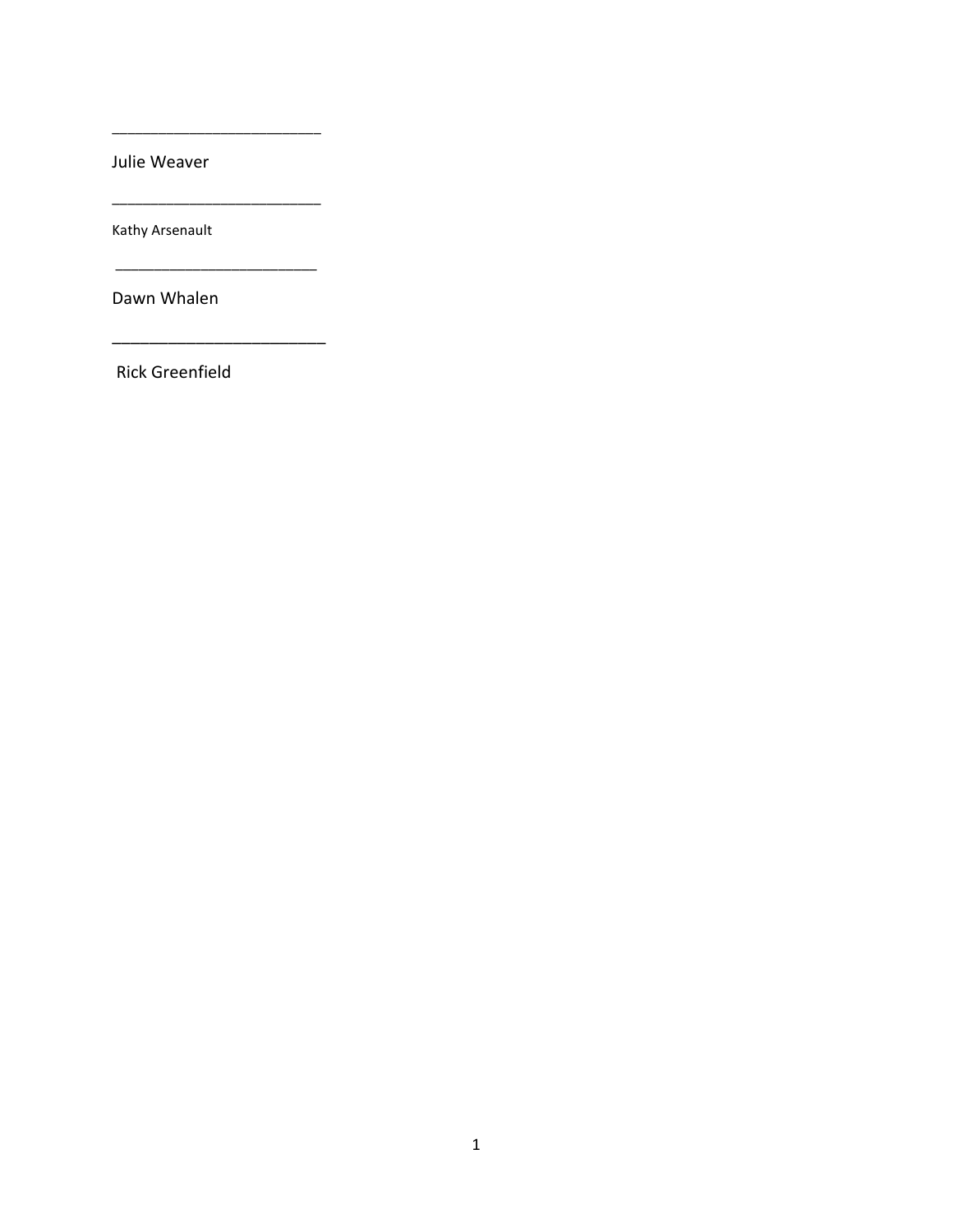\_\_\_\_\_\_\_\_\_\_\_\_\_\_\_\_\_\_\_\_\_\_\_\_

Julie Weaver

\_\_\_\_\_\_\_\_\_\_\_\_\_\_\_\_\_\_\_\_\_\_\_\_

Kathy Arsenault

\_\_\_\_\_\_\_\_\_\_\_\_\_\_\_\_\_\_\_\_\_\_\_\_

Dawn Whalen

\_\_\_\_\_\_\_\_\_\_\_\_\_\_\_\_\_\_\_\_\_\_\_\_

Rick Greenfield